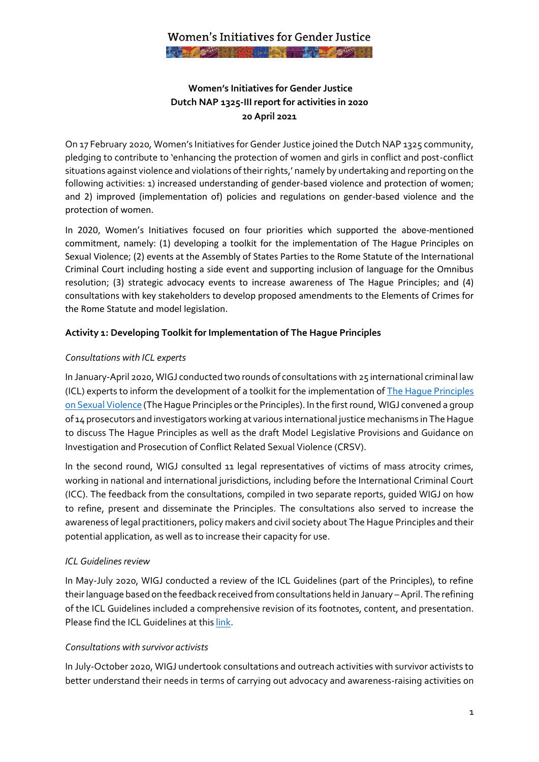# Women's Initiatives for Gender Justice

**Women's Initiatives for Gender Justice**
**Dutch NAP 1325-III report for activities in 2020**
**20 April 2021**

On 17 February 2020, Women's Initiatives for Gender Justice joined the Dutch NAP 1325 community, pledging to contribute to 'enhancing the protection of women and girls in conflict and post-conflict situations against violence and violations of their rights,' namely by undertaking and reporting on the following activities: 1) increased understanding of gender-based violence and protection of women; and 2) improved (implementation of) policies and regulations on gender-based violence and the protection of women.

In 2020, Women's Initiatives focused on four priorities which supported the above-mentioned commitment, namely: (1) developing a toolkit for the implementation of The Hague Principles on Sexual Violence; (2) events at the Assembly of States Parties to the Rome Statute of the International Criminal Court including hosting a side event and supporting inclusion of language for the Omnibus resolution; (3) strategic advocacy events to increase awareness of The Hague Principles; and (4) consultations with key stakeholders to develop proposed amendments to the Elements of Crimes for the Rome Statute and model legislation.

## Activity 1: Developing Toolkit for Implementation of The Hague Principles

*Consultations with ICL experts*

In January-April 2020, WIGJ conducted two rounds of consultations with 25 international criminal law (ICL) experts to inform the development of a toolkit for the implementation of [The Hague Principles on Sexual Violence](#) (The Hague Principles or the Principles). In the first round, WIGJ convened a group of 14 prosecutors and investigators working at various international justice mechanisms in The Hague to discuss The Hague Principles as well as the draft Model Legislative Provisions and Guidance on Investigation and Prosecution of Conflict Related Sexual Violence (CRSV).

In the second round, WIGJ consulted 11 legal representatives of victims of mass atrocity crimes, working in national and international jurisdictions, including before the International Criminal Court (ICC). The feedback from the consultations, compiled in two separate reports, guided WIGJ on how to refine, present and disseminate the Principles. The consultations also served to increase the awareness of legal practitioners, policy makers and civil society about The Hague Principles and their potential application, as well as to increase their capacity for use.

*ICL Guidelines review*

In May-July 2020, WIGJ conducted a review of the ICL Guidelines (part of the Principles), to refine their language based on the feedback received from consultations held in January – April. The refining of the ICL Guidelines included a comprehensive revision of its footnotes, content, and presentation. Please find the ICL Guidelines at this [link](#).

*Consultations with survivor activists*

In July-October 2020, WIGJ undertook consultations and outreach activities with survivor activists to better understand their needs in terms of carrying out advocacy and awareness-raising activities on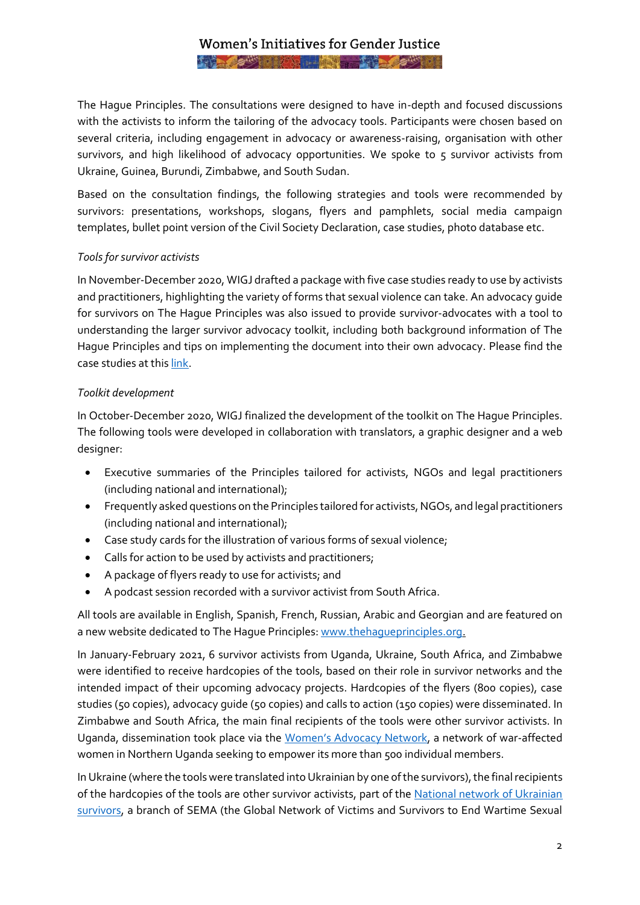The Hague Principles. The consultations were designed to have in-depth and focused discussions with the activists to inform the tailoring of the advocacy tools. Participants were chosen based on several criteria, including engagement in advocacy or awareness-raising, organisation with other survivors, and high likelihood of advocacy opportunities. We spoke to 5 survivor activists from Ukraine, Guinea, Burundi, Zimbabwe, and South Sudan.

Based on the consultation findings, the following strategies and tools were recommended by survivors: presentations, workshops, slogans, flyers and pamphlets, social media campaign templates, bullet point version of the Civil Society Declaration, case studies, photo database etc.

*Tools for survivor activists*

In November-December 2020, WIGJ drafted a package with five case studies ready to use by activists and practitioners, highlighting the variety of forms that sexual violence can take. An advocacy guide for survivors on The Hague Principles was also issued to provide survivor-advocates with a tool to understanding the larger survivor advocacy toolkit, including both background information of The Hague Principles and tips on implementing the document into their own advocacy. Please find the case studies at this link.

*Toolkit development*

In October-December 2020, WIGJ finalized the development of the toolkit on The Hague Principles. The following tools were developed in collaboration with translators, a graphic designer and a web designer:

- Executive summaries of the Principles tailored for activists, NGOs and legal practitioners (including national and international);
- Frequently asked questions on the Principles tailored for activists, NGOs, and legal practitioners (including national and international);
- Case study cards for the illustration of various forms of sexual violence;
- Calls for action to be used by activists and practitioners;
- A package of flyers ready to use for activists; and
- A podcast session recorded with a survivor activist from South Africa.

All tools are available in English, Spanish, French, Russian, Arabic and Georgian and are featured on a new website dedicated to The Hague Principles: www.thehagueprinciples.org.

In January-February 2021, 6 survivor activists from Uganda, Ukraine, South Africa, and Zimbabwe were identified to receive hardcopies of the tools, based on their role in survivor networks and the intended impact of their upcoming advocacy projects. Hardcopies of the flyers (800 copies), case studies (50 copies), advocacy guide (50 copies) and calls to action (150 copies) were disseminated. In Zimbabwe and South Africa, the main final recipients of the tools were other survivor activists. In Uganda, dissemination took place via the Women's Advocacy Network, a network of war-affected women in Northern Uganda seeking to empower its more than 500 individual members.

In Ukraine (where the tools were translated into Ukrainian by one of the survivors), the final recipients of the hardcopies of the tools are other survivor activists, part of the National network of Ukrainian survivors, a branch of SEMA (the Global Network of Victims and Survivors to End Wartime Sexual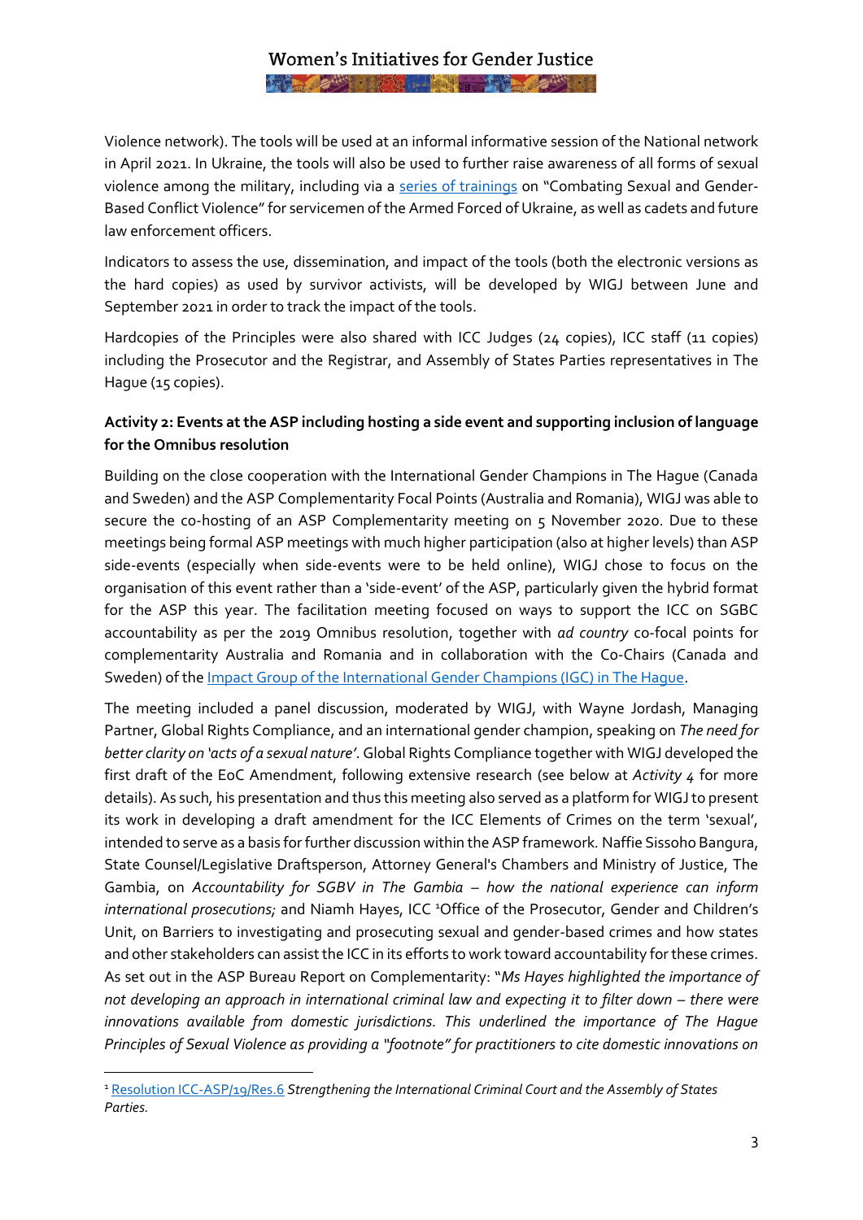Violence network). The tools will be used at an informal informative session of the National network in April 2021. In Ukraine, the tools will also be used to further raise awareness of all forms of sexual violence among the military, including via a series of trainings on "Combating Sexual and Gender-Based Conflict Violence" for servicemen of the Armed Forced of Ukraine, as well as cadets and future law enforcement officers.

Indicators to assess the use, dissemination, and impact of the tools (both the electronic versions as the hard copies) as used by survivor activists, will be developed by WIGJ between June and September 2021 in order to track the impact of the tools.

Hardcopies of the Principles were also shared with ICC Judges (24 copies), ICC staff (11 copies) including the Prosecutor and the Registrar, and Assembly of States Parties representatives in The Hague (15 copies).

**Activity 2: Events at the ASP including hosting a side event and supporting inclusion of language for the Omnibus resolution**

Building on the close cooperation with the International Gender Champions in The Hague (Canada and Sweden) and the ASP Complementarity Focal Points (Australia and Romania), WIGJ was able to secure the co-hosting of an ASP Complementarity meeting on 5 November 2020. Due to these meetings being formal ASP meetings with much higher participation (also at higher levels) than ASP side-events (especially when side-events were to be held online), WIGJ chose to focus on the organisation of this event rather than a 'side-event' of the ASP, particularly given the hybrid format for the ASP this year. The facilitation meeting focused on ways to support the ICC on SGBC accountability as per the 2019 Omnibus resolution, together with *ad country* co-focal points for complementarity Australia and Romania and in collaboration with the Co-Chairs (Canada and Sweden) of the Impact Group of the International Gender Champions (IGC) in The Hague.

The meeting included a panel discussion, moderated by WIGJ, with Wayne Jordash, Managing Partner, Global Rights Compliance, and an international gender champion, speaking on *The need for better clarity on 'acts of a sexual nature'*. Global Rights Compliance together with WIGJ developed the first draft of the EoC Amendment, following extensive research (see below at *Activity 4* for more details). As such, his presentation and thus this meeting also served as a platform for WIGJ to present its work in developing a draft amendment for the ICC Elements of Crimes on the term 'sexual', intended to serve as a basis for further discussion within the ASP framework. Naffie Sissoho Bangura, State Counsel/Legislative Draftsperson, Attorney General's Chambers and Ministry of Justice, The Gambia, on *Accountability for SGBV in The Gambia – how the national experience can inform international prosecutions;* and Niamh Hayes, ICC [1]Office of the Prosecutor, Gender and Children's Unit, on Barriers to investigating and prosecuting sexual and gender-based crimes and how states and other stakeholders can assist the ICC in its efforts to work toward accountability for these crimes. As set out in the ASP Bureau Report on Complementarity: "*Ms Hayes highlighted the importance of not developing an approach in international criminal law and expecting it to filter down – there were innovations available from domestic jurisdictions. This underlined the importance of The Hague Principles of Sexual Violence as providing a "footnote" for practitioners to cite domestic innovations on*

[1] Resolution ICC-ASP/19/Res.6 *Strengthening the International Criminal Court and the Assembly of States Parties.*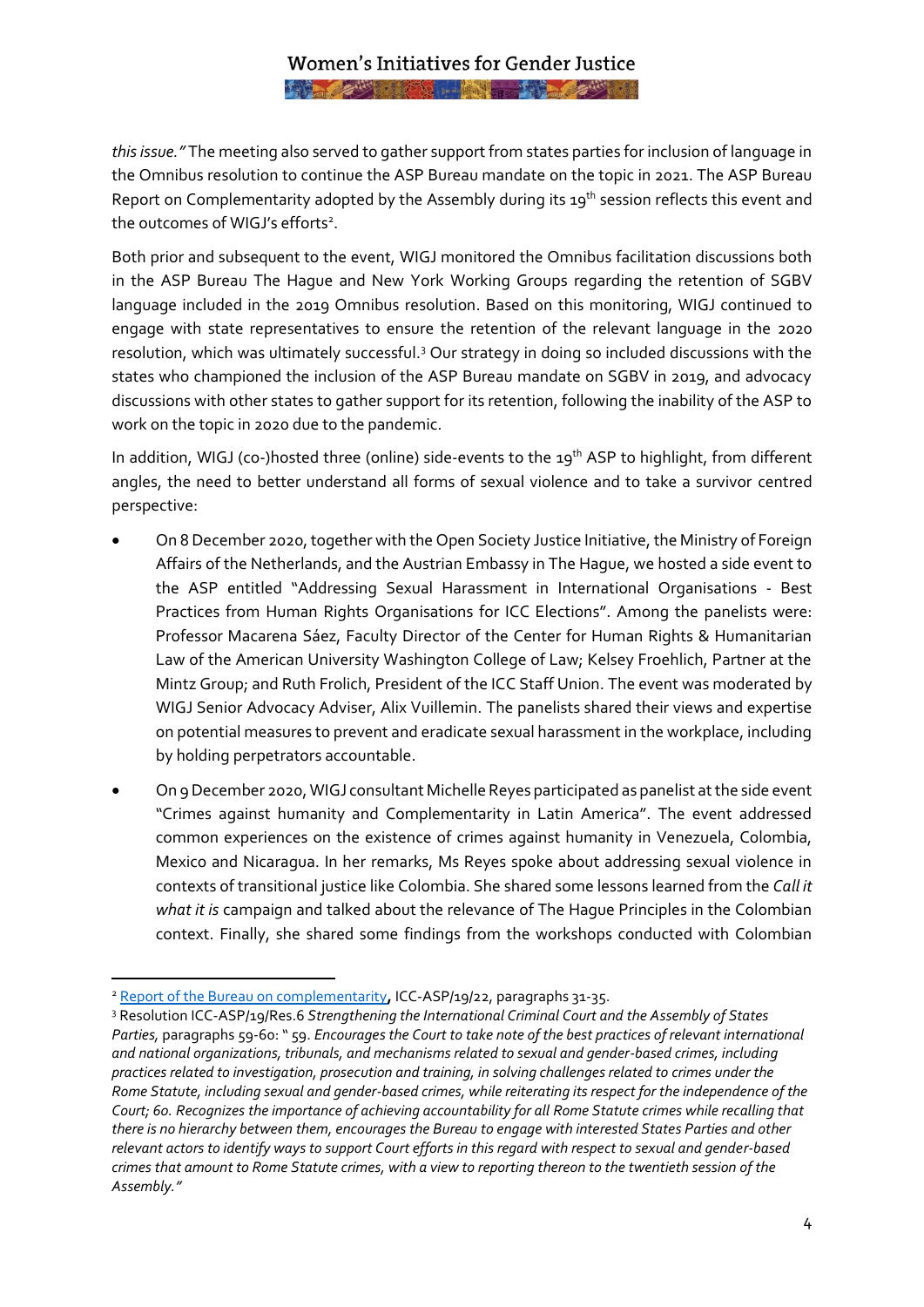*this issue."* The meeting also served to gather support from states parties for inclusion of language in the Omnibus resolution to continue the ASP Bureau mandate on the topic in 2021. The ASP Bureau Report on Complementarity adopted by the Assembly during its 19th session reflects this event and the outcomes of WIGJ's efforts[2].

Both prior and subsequent to the event, WIGJ monitored the Omnibus facilitation discussions both in the ASP Bureau The Hague and New York Working Groups regarding the retention of SGBV language included in the 2019 Omnibus resolution. Based on this monitoring, WIGJ continued to engage with state representatives to ensure the retention of the relevant language in the 2020 resolution, which was ultimately successful.[3] Our strategy in doing so included discussions with the states who championed the inclusion of the ASP Bureau mandate on SGBV in 2019, and advocacy discussions with other states to gather support for its retention, following the inability of the ASP to work on the topic in 2020 due to the pandemic.

In addition, WIGJ (co-)hosted three (online) side-events to the 19th ASP to highlight, from different angles, the need to better understand all forms of sexual violence and to take a survivor centred perspective:

- On 8 December 2020, together with the Open Society Justice Initiative, the Ministry of Foreign Affairs of the Netherlands, and the Austrian Embassy in The Hague, we hosted a side event to the ASP entitled "Addressing Sexual Harassment in International Organisations - Best Practices from Human Rights Organisations for ICC Elections". Among the panelists were: Professor Macarena Sáez, Faculty Director of the Center for Human Rights & Humanitarian Law of the American University Washington College of Law; Kelsey Froehlich, Partner at the Mintz Group; and Ruth Frolich, President of the ICC Staff Union. The event was moderated by WIGJ Senior Advocacy Adviser, Alix Vuillemin. The panelists shared their views and expertise on potential measures to prevent and eradicate sexual harassment in the workplace, including by holding perpetrators accountable.
- On 9 December 2020, WIGJ consultant Michelle Reyes participated as panelist at the side event "Crimes against humanity and Complementarity in Latin America". The event addressed common experiences on the existence of crimes against humanity in Venezuela, Colombia, Mexico and Nicaragua. In her remarks, Ms Reyes spoke about addressing sexual violence in contexts of transitional justice like Colombia. She shared some lessons learned from the *Call it what it is* campaign and talked about the relevance of The Hague Principles in the Colombian context. Finally, she shared some findings from the workshops conducted with Colombian

---

[2] Report of the Bureau on complementarity, ICC-ASP/19/22, paragraphs 31-35.

[3] Resolution ICC-ASP/19/Res.6 *Strengthening the International Criminal Court and the Assembly of States Parties*, paragraphs 59-60: " 59. *Encourages the Court to take note of the best practices of relevant international and national organizations, tribunals, and mechanisms related to sexual and gender-based crimes, including practices related to investigation, prosecution and training, in solving challenges related to crimes under the Rome Statute, including sexual and gender-based crimes, while reiterating its respect for the independence of the Court; 60. Recognizes the importance of achieving accountability for all Rome Statute crimes while recalling that there is no hierarchy between them, encourages the Bureau to engage with interested States Parties and other relevant actors to identify ways to support Court efforts in this regard with respect to sexual and gender-based crimes that amount to Rome Statute crimes, with a view to reporting thereon to the twentieth session of the Assembly."*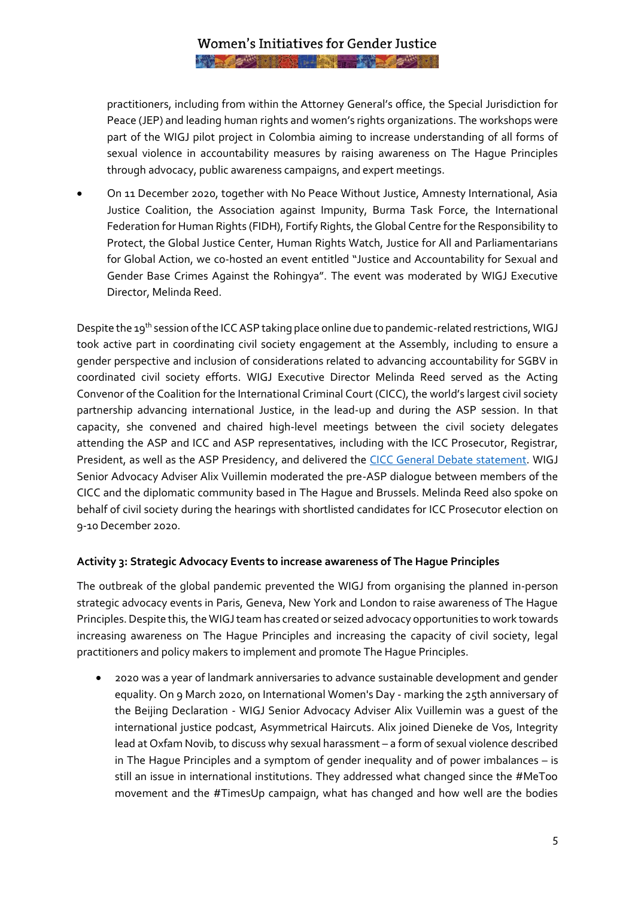practitioners, including from within the Attorney General's office, the Special Jurisdiction for Peace (JEP) and leading human rights and women's rights organizations. The workshops were part of the WIGJ pilot project in Colombia aiming to increase understanding of all forms of sexual violence in accountability measures by raising awareness on The Hague Principles through advocacy, public awareness campaigns, and expert meetings.

- On 11 December 2020, together with No Peace Without Justice, Amnesty International, Asia Justice Coalition, the Association against Impunity, Burma Task Force, the International Federation for Human Rights (FIDH), Fortify Rights, the Global Centre for the Responsibility to Protect, the Global Justice Center, Human Rights Watch, Justice for All and Parliamentarians for Global Action, we co-hosted an event entitled "Justice and Accountability for Sexual and Gender Base Crimes Against the Rohingya". The event was moderated by WIGJ Executive Director, Melinda Reed.

Despite the 19th session of the ICC ASP taking place online due to pandemic-related restrictions, WIGJ took active part in coordinating civil society engagement at the Assembly, including to ensure a gender perspective and inclusion of considerations related to advancing accountability for SGBV in coordinated civil society efforts. WIGJ Executive Director Melinda Reed served as the Acting Convenor of the Coalition for the International Criminal Court (CICC), the world's largest civil society partnership advancing international Justice, in the lead-up and during the ASP session. In that capacity, she convened and chaired high-level meetings between the civil society delegates attending the ASP and ICC and ASP representatives, including with the ICC Prosecutor, Registrar, President, as well as the ASP Presidency, and delivered the CICC General Debate statement. WIGJ Senior Advocacy Adviser Alix Vuillemin moderated the pre-ASP dialogue between members of the CICC and the diplomatic community based in The Hague and Brussels. Melinda Reed also spoke on behalf of civil society during the hearings with shortlisted candidates for ICC Prosecutor election on 9-10 December 2020.

**Activity 3: Strategic Advocacy Events to increase awareness of The Hague Principles**

The outbreak of the global pandemic prevented the WIGJ from organising the planned in-person strategic advocacy events in Paris, Geneva, New York and London to raise awareness of The Hague Principles. Despite this, the WIGJ team has created or seized advocacy opportunities to work towards increasing awareness on The Hague Principles and increasing the capacity of civil society, legal practitioners and policy makers to implement and promote The Hague Principles.

- 2020 was a year of landmark anniversaries to advance sustainable development and gender equality. On 9 March 2020, on International Women's Day - marking the 25th anniversary of the Beijing Declaration - WIGJ Senior Advocacy Adviser Alix Vuillemin was a guest of the international justice podcast, Asymmetrical Haircuts. Alix joined Dieneke de Vos, Integrity lead at Oxfam Novib, to discuss why sexual harassment – a form of sexual violence described in The Hague Principles and a symptom of gender inequality and of power imbalances – is still an issue in international institutions. They addressed what changed since the #MeToo movement and the #TimesUp campaign, what has changed and how well are the bodies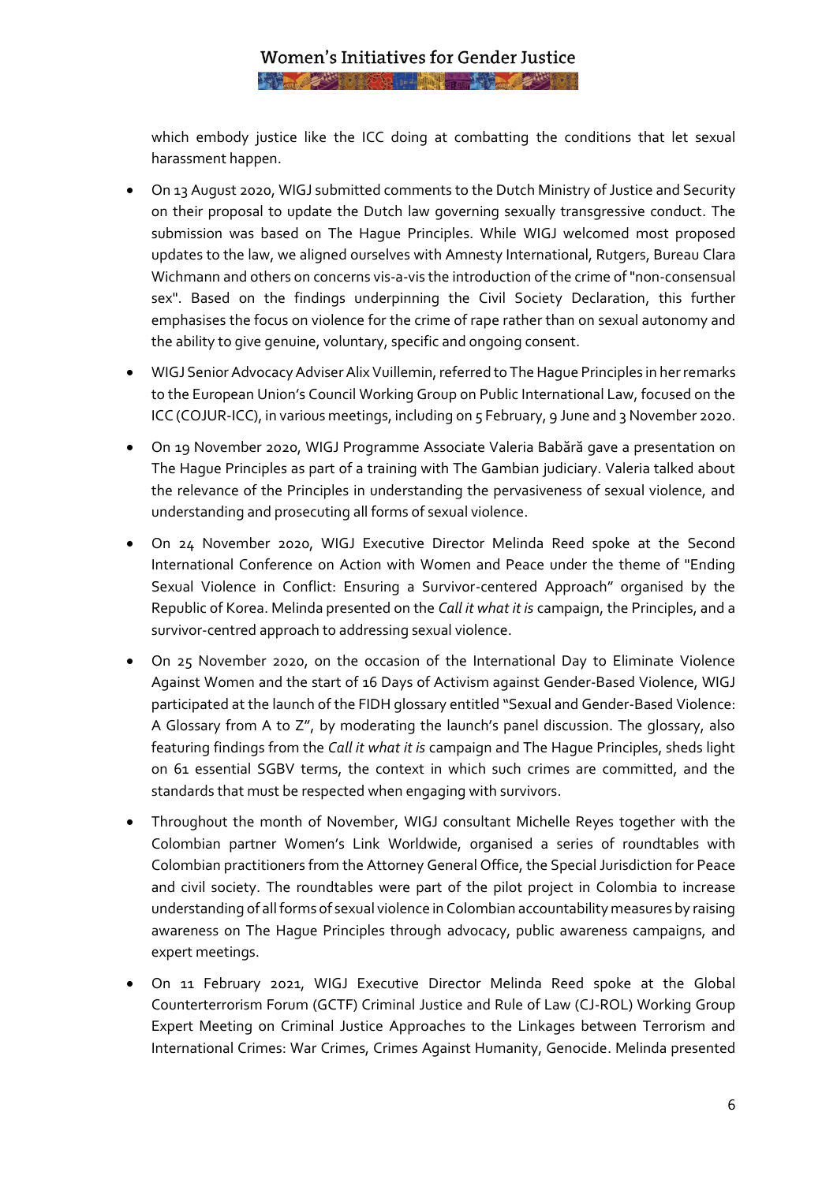which embody justice like the ICC doing at combatting the conditions that let sexual harassment happen.

- On 13 August 2020, WIGJ submitted comments to the Dutch Ministry of Justice and Security on their proposal to update the Dutch law governing sexually transgressive conduct. The submission was based on The Hague Principles. While WIGJ welcomed most proposed updates to the law, we aligned ourselves with Amnesty International, Rutgers, Bureau Clara Wichmann and others on concerns vis-a-vis the introduction of the crime of "non-consensual sex". Based on the findings underpinning the Civil Society Declaration, this further emphasises the focus on violence for the crime of rape rather than on sexual autonomy and the ability to give genuine, voluntary, specific and ongoing consent.
- WIGJ Senior Advocacy Adviser Alix Vuillemin, referred to The Hague Principles in her remarks to the European Union's Council Working Group on Public International Law, focused on the ICC (COJUR-ICC), in various meetings, including on 5 February, 9 June and 3 November 2020.
- On 19 November 2020, WIGJ Programme Associate Valeria Babără gave a presentation on The Hague Principles as part of a training with The Gambian judiciary. Valeria talked about the relevance of the Principles in understanding the pervasiveness of sexual violence, and understanding and prosecuting all forms of sexual violence.
- On 24 November 2020, WIGJ Executive Director Melinda Reed spoke at the Second International Conference on Action with Women and Peace under the theme of "Ending Sexual Violence in Conflict: Ensuring a Survivor-centered Approach" organised by the Republic of Korea. Melinda presented on the *Call it what it is* campaign, the Principles, and a survivor-centred approach to addressing sexual violence.
- On 25 November 2020, on the occasion of the International Day to Eliminate Violence Against Women and the start of 16 Days of Activism against Gender-Based Violence, WIGJ participated at the launch of the FIDH glossary entitled "Sexual and Gender-Based Violence: A Glossary from A to Z", by moderating the launch's panel discussion. The glossary, also featuring findings from the *Call it what it is* campaign and The Hague Principles, sheds light on 61 essential SGBV terms, the context in which such crimes are committed, and the standards that must be respected when engaging with survivors.
- Throughout the month of November, WIGJ consultant Michelle Reyes together with the Colombian partner Women's Link Worldwide, organised a series of roundtables with Colombian practitioners from the Attorney General Office, the Special Jurisdiction for Peace and civil society. The roundtables were part of the pilot project in Colombia to increase understanding of all forms of sexual violence in Colombian accountability measures by raising awareness on The Hague Principles through advocacy, public awareness campaigns, and expert meetings.
- On 11 February 2021, WIGJ Executive Director Melinda Reed spoke at the Global Counterterrorism Forum (GCTF) Criminal Justice and Rule of Law (CJ-ROL) Working Group Expert Meeting on Criminal Justice Approaches to the Linkages between Terrorism and International Crimes: War Crimes, Crimes Against Humanity, Genocide. Melinda presented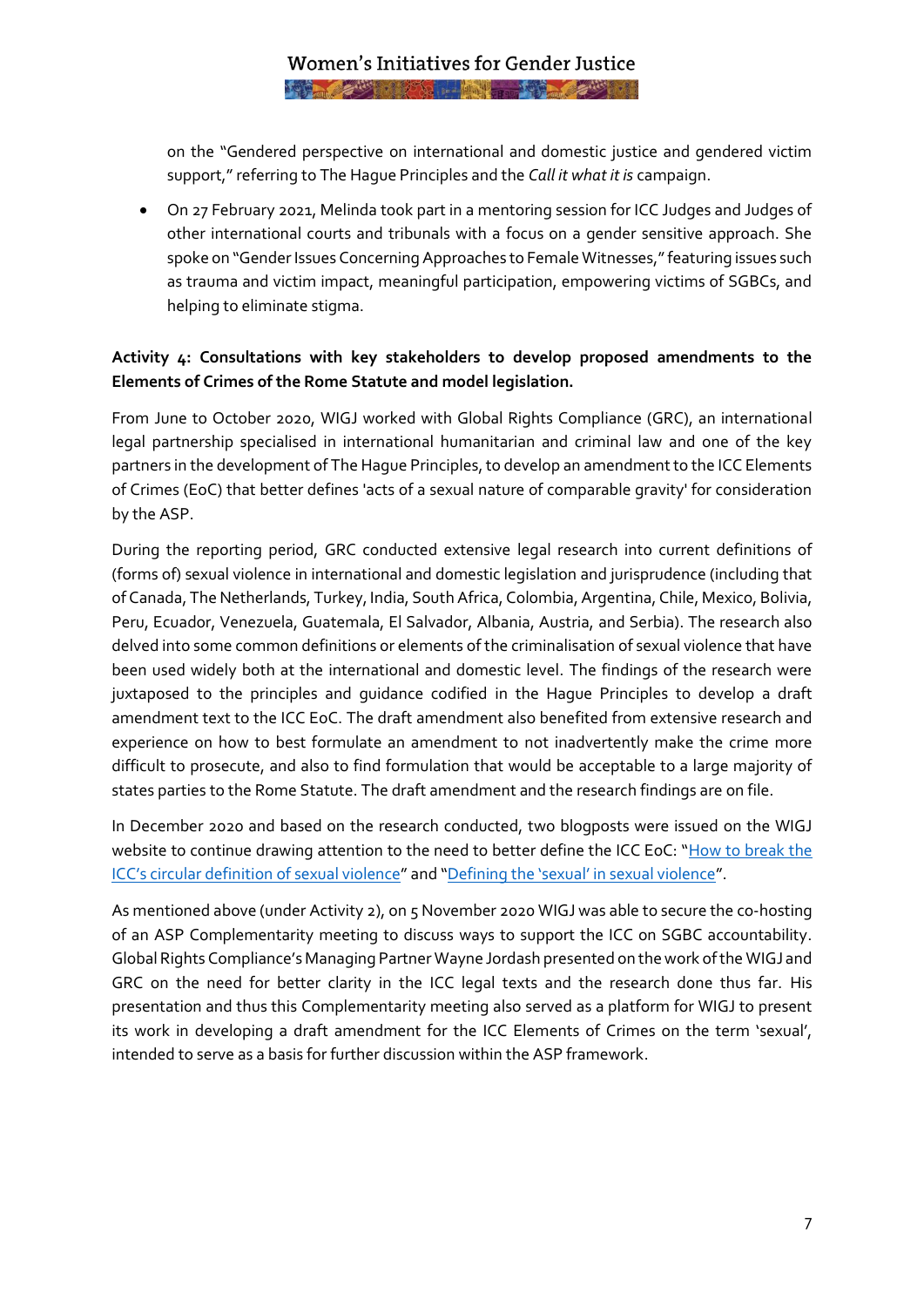on the "Gendered perspective on international and domestic justice and gendered victim support," referring to The Hague Principles and the *Call it what it is* campaign.

- On 27 February 2021, Melinda took part in a mentoring session for ICC Judges and Judges of other international courts and tribunals with a focus on a gender sensitive approach. She spoke on "Gender Issues Concerning Approaches to Female Witnesses," featuring issues such as trauma and victim impact, meaningful participation, empowering victims of SGBCs, and helping to eliminate stigma.

**Activity 4: Consultations with key stakeholders to develop proposed amendments to the Elements of Crimes of the Rome Statute and model legislation.**

From June to October 2020, WIGJ worked with Global Rights Compliance (GRC), an international legal partnership specialised in international humanitarian and criminal law and one of the key partners in the development of The Hague Principles, to develop an amendment to the ICC Elements of Crimes (EoC) that better defines 'acts of a sexual nature of comparable gravity' for consideration by the ASP.

During the reporting period, GRC conducted extensive legal research into current definitions of (forms of) sexual violence in international and domestic legislation and jurisprudence (including that of Canada, The Netherlands, Turkey, India, South Africa, Colombia, Argentina, Chile, Mexico, Bolivia, Peru, Ecuador, Venezuela, Guatemala, El Salvador, Albania, Austria, and Serbia). The research also delved into some common definitions or elements of the criminalisation of sexual violence that have been used widely both at the international and domestic level. The findings of the research were juxtaposed to the principles and guidance codified in the Hague Principles to develop a draft amendment text to the ICC EoC. The draft amendment also benefited from extensive research and experience on how to best formulate an amendment to not inadvertently make the crime more difficult to prosecute, and also to find formulation that would be acceptable to a large majority of states parties to the Rome Statute. The draft amendment and the research findings are on file.

In December 2020 and based on the research conducted, two blogposts were issued on the WIGJ website to continue drawing attention to the need to better define the ICC EoC: "How to break the ICC's circular definition of sexual violence" and "Defining the 'sexual' in sexual violence".

As mentioned above (under Activity 2), on 5 November 2020 WIGJ was able to secure the co-hosting of an ASP Complementarity meeting to discuss ways to support the ICC on SGBC accountability. Global Rights Compliance's Managing Partner Wayne Jordash presented on the work of the WIGJ and GRC on the need for better clarity in the ICC legal texts and the research done thus far. His presentation and thus this Complementarity meeting also served as a platform for WIGJ to present its work in developing a draft amendment for the ICC Elements of Crimes on the term 'sexual', intended to serve as a basis for further discussion within the ASP framework.